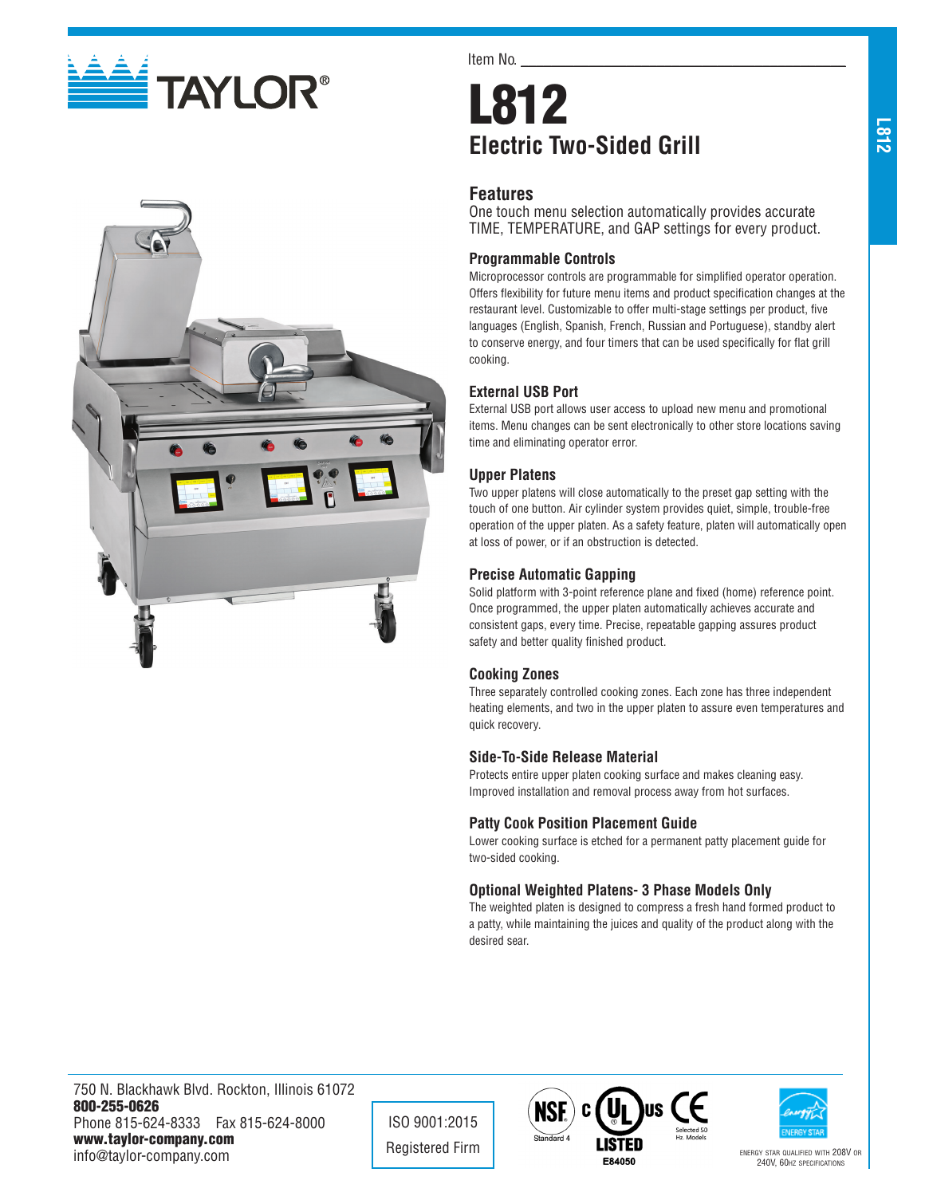TAYLOR®

Item No. ______________________________

# L812

## Electric Two-Sided Grill

## Features

One touch menu selection automatically provides accurate TIME, TEMPERATURE, and GAP settings for every product.

### Programmable Controls

Microprocessor controls are programmable for simplified operator operation. Offers flexibility for future menu items and product specification changes at the restaurant level. Customizable to offer multi-stage settings per product, five languages (English, Spanish, French, Russian and Portuguese), standby alert to conserve energy, and four timers that can be used specifically for flat grill cooking.

### External USB Port

External USB port allows user access to upload new menu and promotional items. Menu changes can be sent electronically to other store locations saving time and eliminating operator error.

### Upper Platens

Two upper platens will close automatically to the preset gap setting with the touch of one button. Air cylinder system provides quiet, simple, trouble-free operation of the upper platen. As a safety feature, platen will automatically open at loss of power, or if an obstruction is detected.

### Precise Automatic Gapping

Solid platform with 3-point reference plane and fixed (home) reference point. Once programmed, the upper platen automatically achieves accurate and consistent gaps, every time. Precise, repeatable gapping assures product safety and better quality finished product.

### Cooking Zones

Three separately controlled cooking zones. Each zone has three independent heating elements, and two in the upper platen to assure even temperatures and quick recovery.

### Side-To-Side Release Material

Protects entire upper platen cooking surface and makes cleaning easy. Improved installation and removal process away from hot surfaces.

### Patty Cook Position Placement Guide

Lower cooking surface is etched for a permanent patty placement guide for two-sided cooking.

### Optional Weighted Platens- 3 Phase Models Only

The weighted platen is designed to compress a fresh hand formed product to a patty, while maintaining the juices and quality of the product along with the desired sear.

750 N. Blackhawk Blvd. Rockton, Illinois 61072
**800-255-0626**
Phone 815-624-8333 Fax 815-624-8000
**www.taylor-company.com**
info@taylor-company.com

ISO 9001:2015
Registered Firm

NSF Standard 4 | c UL us LISTED E84050 | CE Selected 50 Hz. Models

ENERGY STAR QUALIFIED WITH 208V OR 240V, 60HZ SPECIFICATIONS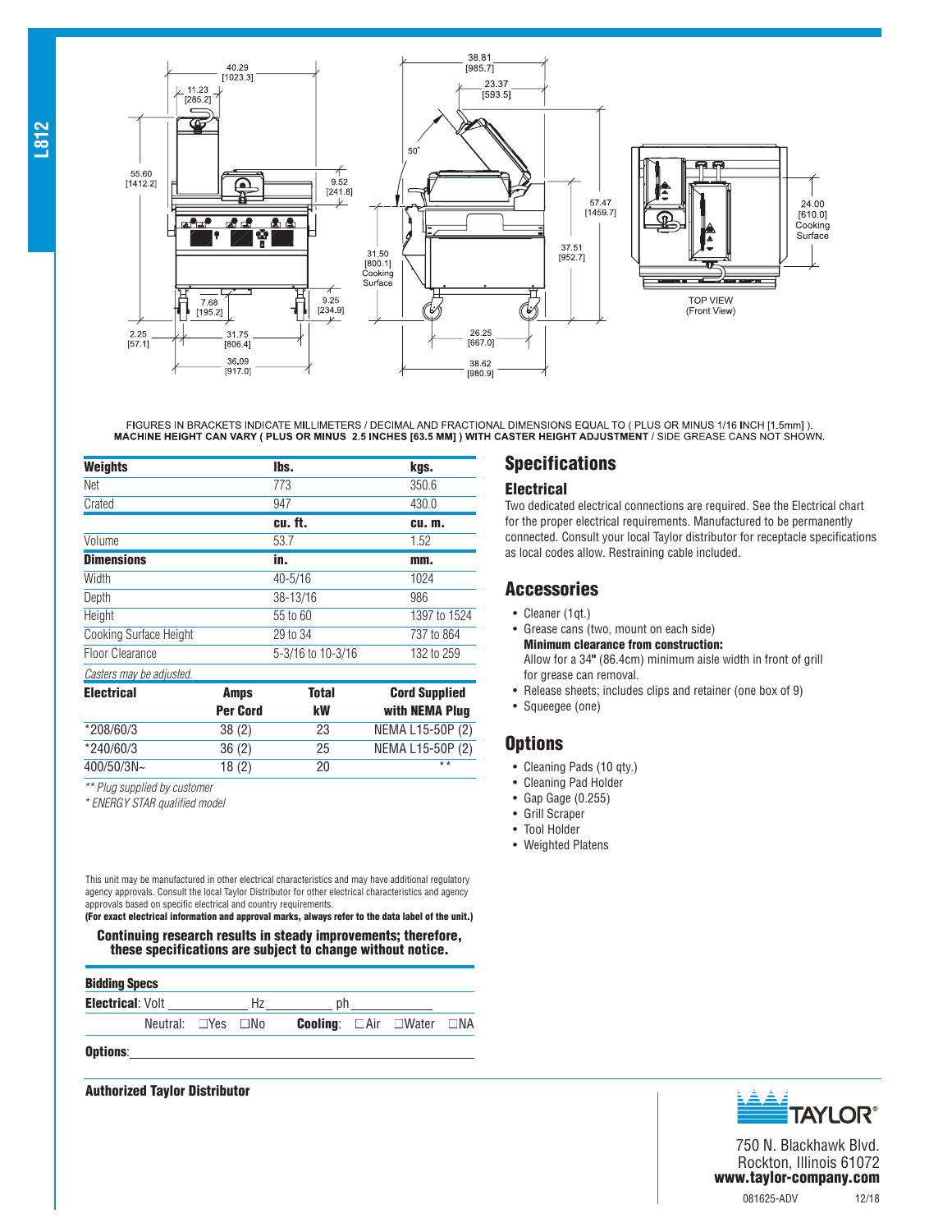40.29 [1023.3]
11.23 [285.2]
55.60 [1412.2]
9.52 [241.8]
7.68 [195.2]
9.25 [234.9]
2.25 [57.1]
31.75 [806.4]
36.09 [917.0]

38.81 [985.7]
23.37 [593.5]
50°
57.47 [1459.7]
31.50 [800.1] Cooking Surface
37.51 [952.7]
26.25 [667.0]
38.62 [980.9]

24.00 [610.0] Cooking Surface
TOP VIEW (Front View)

FIGURES IN BRACKETS INDICATE MILLIMETERS / DECIMAL AND FRACTIONAL DIMENSIONS EQUAL TO ( PLUS OR MINUS 1/16 INCH [1.5mm] ).
**MACHINE HEIGHT CAN VARY ( PLUS OR MINUS 2.5 INCHES [63.5 MM] ) WITH CASTER HEIGHT ADJUSTMENT / SIDE GREASE CANS NOT SHOWN.**

| **Weights** | **lbs.** | **kgs.** |
|---|---|---|
| Net | 773 | 350.6 |
| Crated | 947 | 430.0 |
| | **cu. ft.** | **cu. m.** |
| Volume | 53.7 | 1.52 |
| **Dimensions** | **in.** | **mm.** |
| Width | 40-5/16 | 1024 |
| Depth | 38-13/16 | 986 |
| Height | 55 to 60 | 1397 to 1524 |
| Cooking Surface Height | 29 to 34 | 737 to 864 |
| Floor Clearance | 5-3/16 to 10-3/16 | 132 to 259 |

*Casters may be adjusted.*

| **Electrical** | **Amps Per Cord** | **Total kW** | **Cord Supplied with NEMA Plug** |
|---|---|---|---|
| *208/60/3 | 38 (2) | 23 | NEMA L15-50P (2) |
| *240/60/3 | 36 (2) | 25 | NEMA L15-50P (2) |
| 400/50/3N~ | 18 (2) | 20 | ** |

*** Plug supplied by customer*

** ENERGY STAR qualified model*

This unit may be manufactured in other electrical characteristics and may have additional regulatory agency approvals. Consult the local Taylor Distributor for other electrical characteristics and agency approvals based on specific electrical and country requirements.
**(For exact electrical information and approval marks, always refer to the data label of the unit.)**

**Continuing research results in steady improvements; therefore, these specifications are subject to change without notice.**

## Specifications

### Electrical

Two dedicated electrical connections are required. See the Electrical chart for the proper electrical requirements. Manufactured to be permanently connected. Consult your local Taylor distributor for receptacle specifications as local codes allow. Restraining cable included.

## Accessories

- Cleaner (1qt.)
- Grease cans (two, mount on each side)
  **Minimum clearance from construction:**
  Allow for a 34" (86.4cm) minimum aisle width in front of grill for grease can removal.
- Release sheets; includes clips and retainer (one box of 9)
- Squeegee (one)

## Options

- Cleaning Pads (10 qty.)
- Cleaning Pad Holder
- Gap Gage (0.255)
- Grill Scraper
- Tool Holder
- Weighted Platens

**Bidding Specs**

**Electrical**: Volt ____________ Hz __________ ph ____________

Neutral: ☐Yes ☐No **Cooling**: ☐Air ☐Water ☐NA

**Options**: ____________________________________________

**Authorized Taylor Distributor**

TAYLOR®

750 N. Blackhawk Blvd.
Rockton, Illinois 61072
**www.taylor-company.com**

081625-ADV 12/18